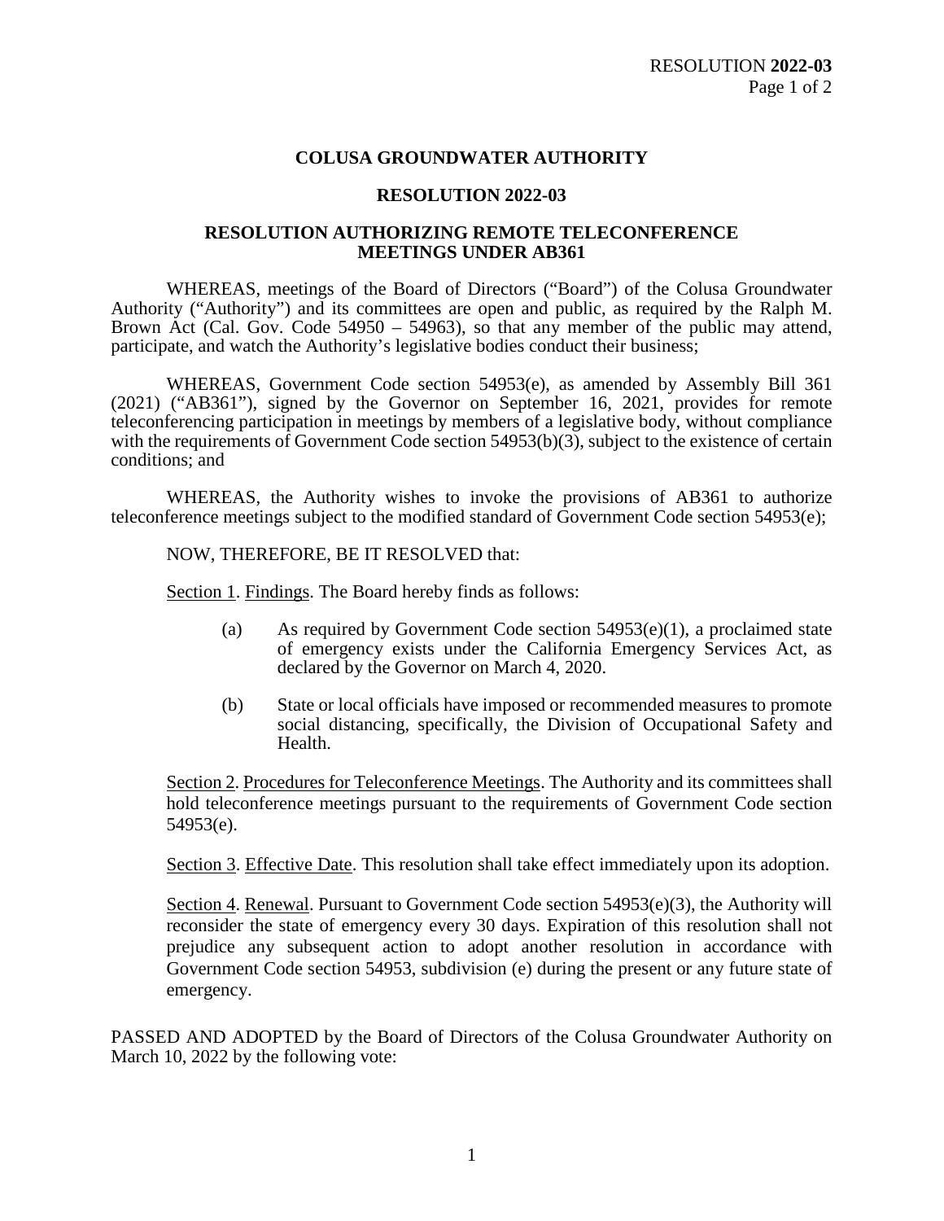# COLUSA GROUNDWATER AUTHORITY

## RESOLUTION 2022-03

## RESOLUTION AUTHORIZING REMOTE TELECONFERENCE MEETINGS UNDER AB361

WHEREAS, meetings of the Board of Directors ("Board") of the Colusa Groundwater Authority ("Authority") and its committees are open and public, as required by the Ralph M. Brown Act (Cal. Gov. Code 54950 – 54963), so that any member of the public may attend, participate, and watch the Authority's legislative bodies conduct their business;

WHEREAS, Government Code section 54953(e), as amended by Assembly Bill 361 (2021) ("AB361"), signed by the Governor on September 16, 2021, provides for remote teleconferencing participation in meetings by members of a legislative body, without compliance with the requirements of Government Code section 54953(b)(3), subject to the existence of certain conditions; and

WHEREAS, the Authority wishes to invoke the provisions of AB361 to authorize teleconference meetings subject to the modified standard of Government Code section 54953(e);

NOW, THEREFORE, BE IT RESOLVED that:

Section 1. Findings. The Board hereby finds as follows:

(a) As required by Government Code section 54953(e)(1), a proclaimed state of emergency exists under the California Emergency Services Act, as declared by the Governor on March 4, 2020.

(b) State or local officials have imposed or recommended measures to promote social distancing, specifically, the Division of Occupational Safety and Health.

Section 2. Procedures for Teleconference Meetings. The Authority and its committees shall hold teleconference meetings pursuant to the requirements of Government Code section 54953(e).

Section 3. Effective Date. This resolution shall take effect immediately upon its adoption.

Section 4. Renewal. Pursuant to Government Code section 54953(e)(3), the Authority will reconsider the state of emergency every 30 days. Expiration of this resolution shall not prejudice any subsequent action to adopt another resolution in accordance with Government Code section 54953, subdivision (e) during the present or any future state of emergency.

PASSED AND ADOPTED by the Board of Directors of the Colusa Groundwater Authority on March 10, 2022 by the following vote: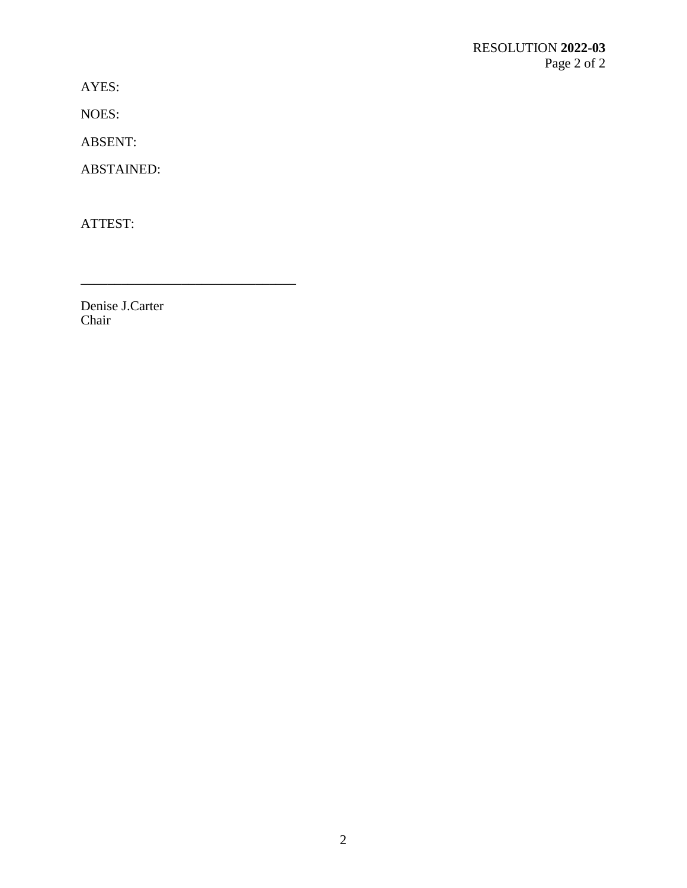AYES:

NOES:

ABSENT:

ABSTAINED:

ATTEST:

________________________________

Denise J.Carter
Chair